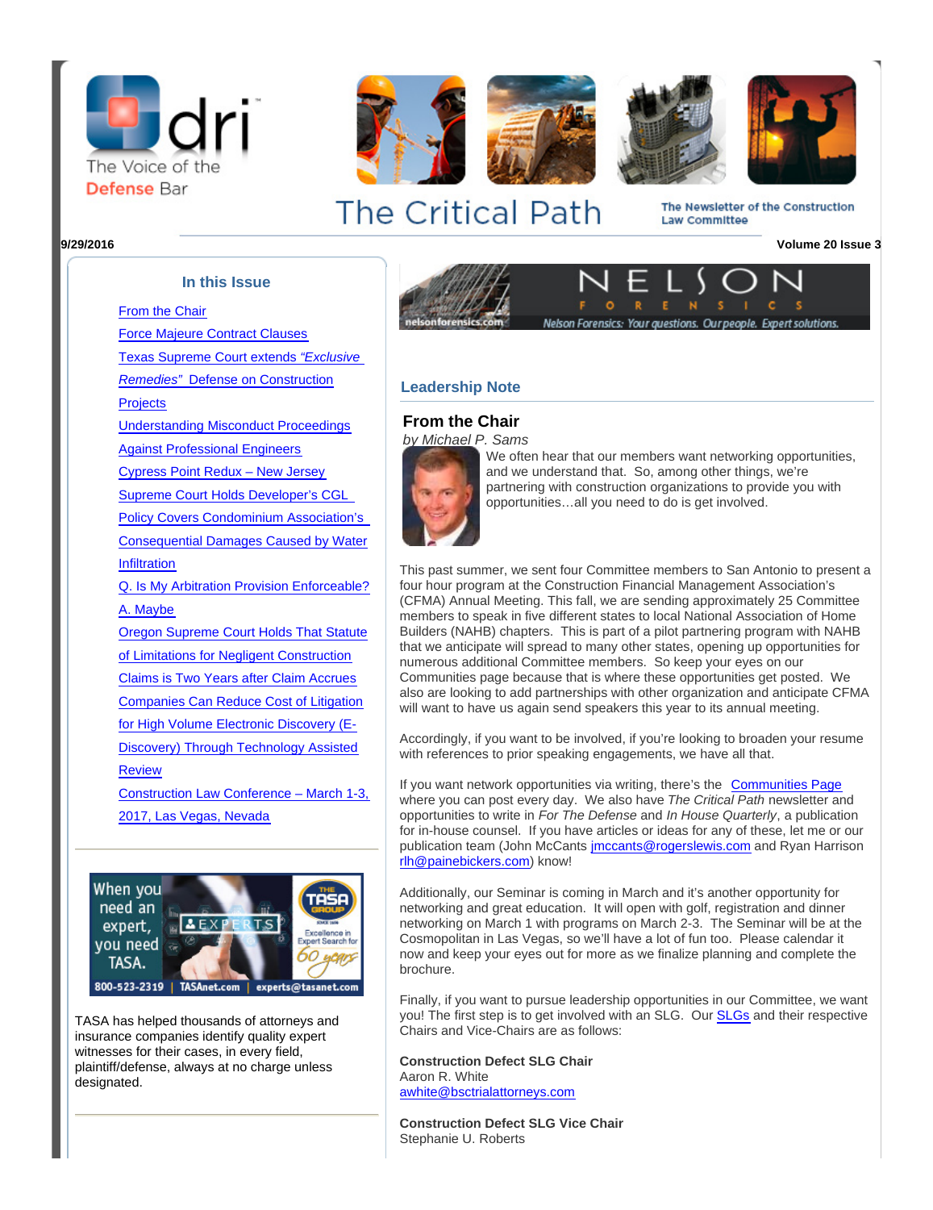dri The Voice of the Defense Bar

# The Critical Path

The Newsletter of the Construction Law Committee

9/29/2016 Volume 20 Issue 3

## In this Issue

- From the Chair
- Force Majeure Contract Clauses
- Texas Supreme Court extends *"Exclusive Remedies"* Defense on Construction Projects
- Understanding Misconduct Proceedings Against Professional Engineers
- Cypress Point Redux – New Jersey Supreme Court Holds Developer's CGL Policy Covers Condominium Association's Consequential Damages Caused by Water Infiltration
- Q. Is My Arbitration Provision Enforceable? A. Maybe
- Oregon Supreme Court Holds That Statute of Limitations for Negligent Construction Claims is Two Years after Claim Accrues
- Companies Can Reduce Cost of Litigation for High Volume Electronic Discovery (E-Discovery) Through Technology Assisted Review
- Construction Law Conference – March 1-3, 2017, Las Vegas, Nevada

When you need an expert, you need TASA. 800-523-2319 | TASAnet.com | experts@tasanet.com

TASA has helped thousands of attorneys and insurance companies identify quality expert witnesses for their cases, in every field, plaintiff/defense, always at no charge unless designated.

NELSON FORENSICS — Nelson Forensics: Your questions. Our people. Expert solutions.

## Leadership Note

### From the Chair

*by Michael P. Sams*

We often hear that our members want networking opportunities, and we understand that. So, among other things, we're partnering with construction organizations to provide you with opportunities…all you need to do is get involved.

This past summer, we sent four Committee members to San Antonio to present a four hour program at the Construction Financial Management Association's (CFMA) Annual Meeting. This fall, we are sending approximately 25 Committee members to speak in five different states to local National Association of Home Builders (NAHB) chapters. This is part of a pilot partnering program with NAHB that we anticipate will spread to many other states, opening up opportunities for numerous additional Committee members. So keep your eyes on our Communities page because that is where these opportunities get posted. We also are looking to add partnerships with other organization and anticipate CFMA will want to have us again send speakers this year to its annual meeting.

Accordingly, if you want to be involved, if you're looking to broaden your resume with references to prior speaking engagements, we have all that.

If you want network opportunities via writing, there's the Communities Page where you can post every day. We also have *The Critical Path* newsletter and opportunities to write in *For The Defense* and *In House Quarterly*, a publication for in-house counsel. If you have articles or ideas for any of these, let me or our publication team (John McCants jmccants@rogerslewis.com and Ryan Harrison rlh@painebickers.com) know!

Additionally, our Seminar is coming in March and it's another opportunity for networking and great education. It will open with golf, registration and dinner networking on March 1 with programs on March 2-3. The Seminar will be at the Cosmopolitan in Las Vegas, so we'll have a lot of fun too. Please calendar it now and keep your eyes out for more as we finalize planning and complete the brochure.

Finally, if you want to pursue leadership opportunities in our Committee, we want you! The first step is to get involved with an SLG. Our SLGs and their respective Chairs and Vice-Chairs are as follows:

**Construction Defect SLG Chair**
Aaron R. White
awhite@bsctrialattorneys.com

**Construction Defect SLG Vice Chair**
Stephanie U. Roberts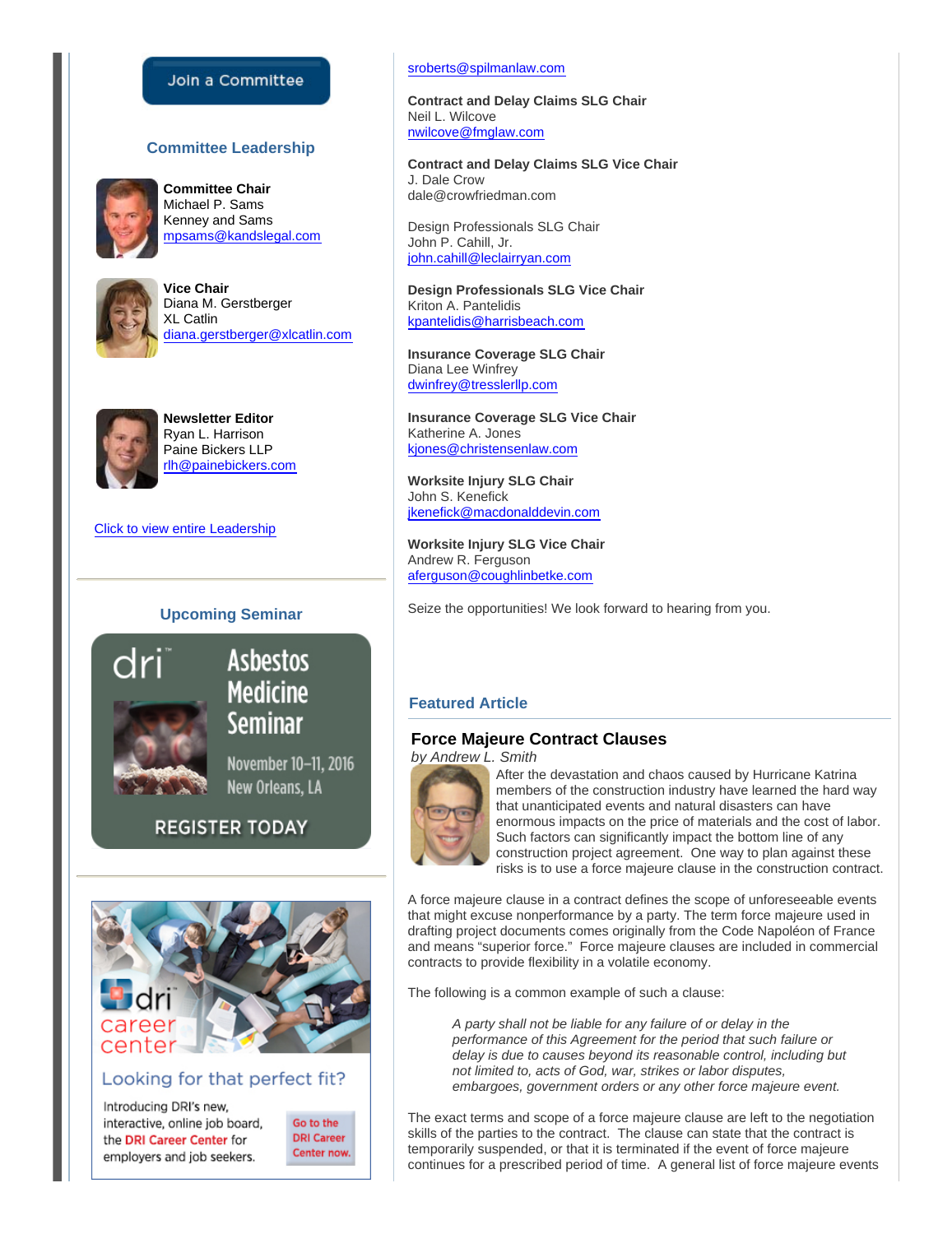Join a Committee

## Committee Leadership

**Committee Chair**
Michael P. Sams
Kenney and Sams
mpsams@kandslegal.com

**Vice Chair**
Diana M. Gerstberger
XL Catlin
diana.gerstberger@xlcatlin.com

**Newsletter Editor**
Ryan L. Harrison
Paine Bickers LLP
rlh@painebickers.com

Click to view entire Leadership

## Upcoming Seminar

dri Asbestos Medicine Seminar
November 10–11, 2016
New Orleans, LA
REGISTER TODAY

dri career center
Looking for that perfect fit?
Introducing DRI's new, interactive, online job board, the DRI Career Center for employers and job seekers.
Go to the DRI Career Center now.

sroberts@spilmanlaw.com

**Contract and Delay Claims SLG Chair**
Neil L. Wilcove
nwilcove@fmglaw.com

**Contract and Delay Claims SLG Vice Chair**
J. Dale Crow
dale@crowfriedman.com

Design Professionals SLG Chair
John P. Cahill, Jr.
john.cahill@leclairryan.com

**Design Professionals SLG Vice Chair**
Kriton A. Pantelidis
kpantelidis@harrisbeach.com

**Insurance Coverage SLG Chair**
Diana Lee Winfrey
dwinfrey@tresslerllp.com

**Insurance Coverage SLG Vice Chair**
Katherine A. Jones
kjones@christensenlaw.com

**Worksite Injury SLG Chair**
John S. Kenefick
jkenefick@macdonalddevin.com

**Worksite Injury SLG Vice Chair**
Andrew R. Ferguson
aferguson@coughlinbetke.com

Seize the opportunities! We look forward to hearing from you.

## Featured Article

### Force Majeure Contract Clauses

*by Andrew L. Smith*

After the devastation and chaos caused by Hurricane Katrina members of the construction industry have learned the hard way that unanticipated events and natural disasters can have enormous impacts on the price of materials and the cost of labor. Such factors can significantly impact the bottom line of any construction project agreement. One way to plan against these risks is to use a force majeure clause in the construction contract.

A force majeure clause in a contract defines the scope of unforeseeable events that might excuse nonperformance by a party. The term force majeure used in drafting project documents comes originally from the Code Napoléon of France and means "superior force." Force majeure clauses are included in commercial contracts to provide flexibility in a volatile economy.

The following is a common example of such a clause:

> *A party shall not be liable for any failure of or delay in the performance of this Agreement for the period that such failure or delay is due to causes beyond its reasonable control, including but not limited to, acts of God, war, strikes or labor disputes, embargoes, government orders or any other force majeure event.*

The exact terms and scope of a force majeure clause are left to the negotiation skills of the parties to the contract. The clause can state that the contract is temporarily suspended, or that it is terminated if the event of force majeure continues for a prescribed period of time. A general list of force majeure events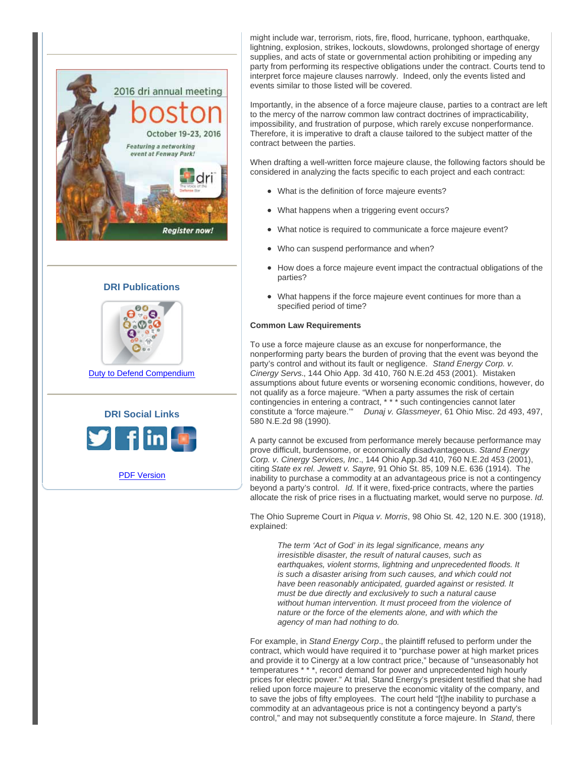2016 dri annual meeting
boston
October 19-23, 2016
Featuring a networking event at Fenway Park!
Register now!

### DRI Publications

Duty to Defend Compendium

### DRI Social Links

PDF Version

might include war, terrorism, riots, fire, flood, hurricane, typhoon, earthquake, lightning, explosion, strikes, lockouts, slowdowns, prolonged shortage of energy supplies, and acts of state or governmental action prohibiting or impeding any party from performing its respective obligations under the contract. Courts tend to interpret force majeure clauses narrowly. Indeed, only the events listed and events similar to those listed will be covered.

Importantly, in the absence of a force majeure clause, parties to a contract are left to the mercy of the narrow common law contract doctrines of impracticability, impossibility, and frustration of purpose, which rarely excuse nonperformance. Therefore, it is imperative to draft a clause tailored to the subject matter of the contract between the parties.

When drafting a well-written force majeure clause, the following factors should be considered in analyzing the facts specific to each project and each contract:

- What is the definition of force majeure events?
- What happens when a triggering event occurs?
- What notice is required to communicate a force majeure event?
- Who can suspend performance and when?
- How does a force majeure event impact the contractual obligations of the parties?
- What happens if the force majeure event continues for more than a specified period of time?

**Common Law Requirements**

To use a force majeure clause as an excuse for nonperformance, the nonperforming party bears the burden of proving that the event was beyond the party's control and without its fault or negligence. *Stand Energy Corp. v. Cinergy Servs*., 144 Ohio App. 3d 410, 760 N.E.2d 453 (2001). Mistaken assumptions about future events or worsening economic conditions, however, do not qualify as a force majeure. "When a party assumes the risk of certain contingencies in entering a contract, * * * such contingencies cannot later constitute a 'force majeure.'" *Dunaj v. Glassmeyer*, 61 Ohio Misc. 2d 493, 497, 580 N.E.2d 98 (1990).

A party cannot be excused from performance merely because performance may prove difficult, burdensome, or economically disadvantageous. *Stand Energy Corp. v. Cinergy Services, Inc*., 144 Ohio App.3d 410, 760 N.E.2d 453 (2001), citing *State ex rel. Jewett v. Sayre*, 91 Ohio St. 85, 109 N.E. 636 (1914). The inability to purchase a commodity at an advantageous price is not a contingency beyond a party's control. *Id.* If it were, fixed-price contracts, where the parties allocate the risk of price rises in a fluctuating market, would serve no purpose. *Id.*

The Ohio Supreme Court in *Piqua v. Morris*, 98 Ohio St. 42, 120 N.E. 300 (1918), explained:

> *The term 'Act of God' in its legal significance, means any irresistible disaster, the result of natural causes, such as earthquakes, violent storms, lightning and unprecedented floods. It is such a disaster arising from such causes, and which could not have been reasonably anticipated, guarded against or resisted. It must be due directly and exclusively to such a natural cause without human intervention. It must proceed from the violence of nature or the force of the elements alone, and with which the agency of man had nothing to do.*

For example, in *Stand Energy Corp*., the plaintiff refused to perform under the contract, which would have required it to "purchase power at high market prices and provide it to Cinergy at a low contract price," because of "unseasonably hot temperatures * * *, record demand for power and unprecedented high hourly prices for electric power." At trial, Stand Energy's president testified that she had relied upon force majeure to preserve the economic vitality of the company, and to save the jobs of fifty employees. The court held "[t]he inability to purchase a commodity at an advantageous price is not a contingency beyond a party's control," and may not subsequently constitute a force majeure. In *Stand*, there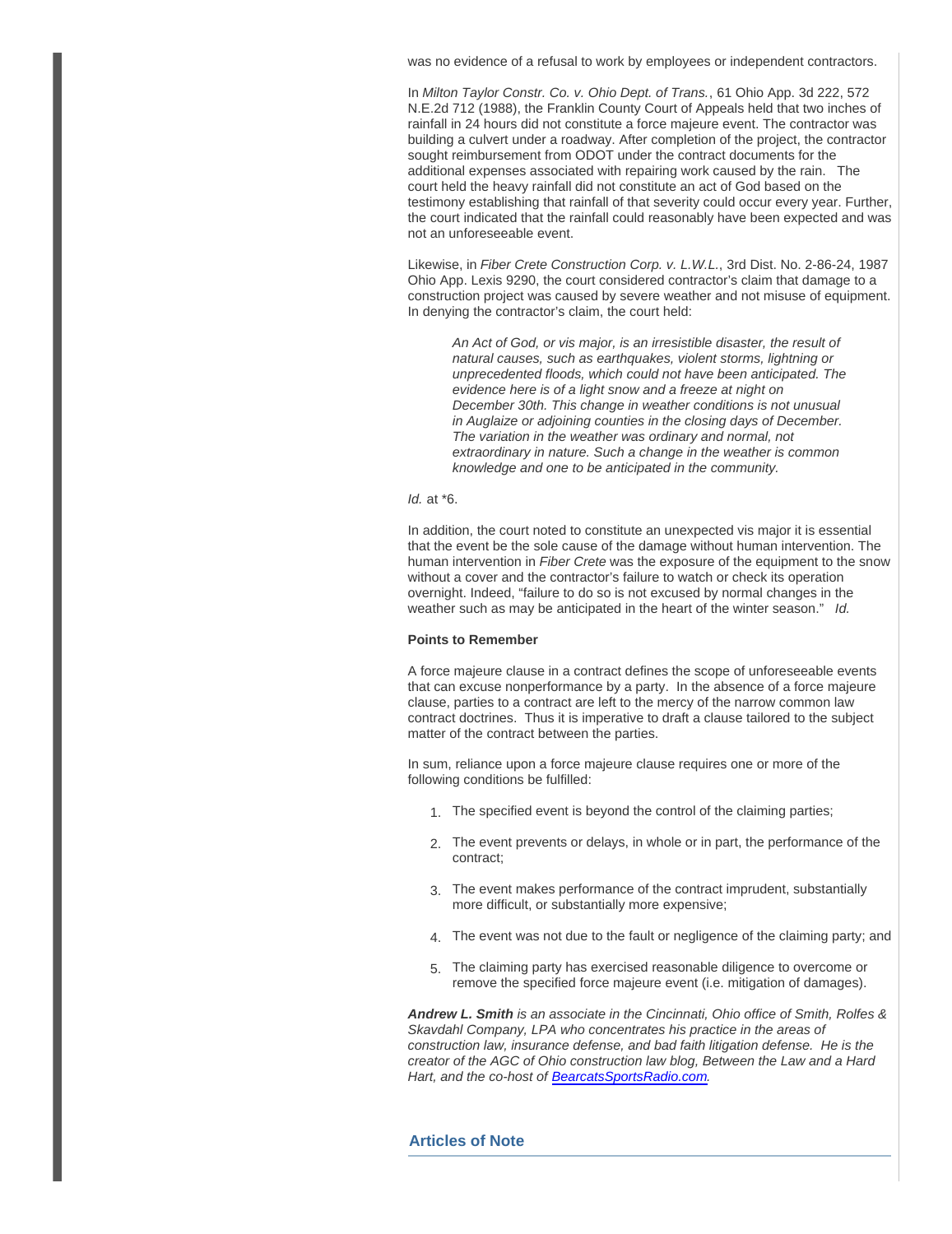was no evidence of a refusal to work by employees or independent contractors.

In *Milton Taylor Constr. Co. v. Ohio Dept. of Trans.*, 61 Ohio App. 3d 222, 572 N.E.2d 712 (1988), the Franklin County Court of Appeals held that two inches of rainfall in 24 hours did not constitute a force majeure event. The contractor was building a culvert under a roadway. After completion of the project, the contractor sought reimbursement from ODOT under the contract documents for the additional expenses associated with repairing work caused by the rain. The court held the heavy rainfall did not constitute an act of God based on the testimony establishing that rainfall of that severity could occur every year. Further, the court indicated that the rainfall could reasonably have been expected and was not an unforeseeable event.

Likewise, in *Fiber Crete Construction Corp. v. L.W.L.*, 3rd Dist. No. 2-86-24, 1987 Ohio App. Lexis 9290, the court considered contractor's claim that damage to a construction project was caused by severe weather and not misuse of equipment. In denying the contractor's claim, the court held:

> *An Act of God, or vis major, is an irresistible disaster, the result of natural causes, such as earthquakes, violent storms, lightning or unprecedented floods, which could not have been anticipated. The evidence here is of a light snow and a freeze at night on December 30th. This change in weather conditions is not unusual in Auglaize or adjoining counties in the closing days of December. The variation in the weather was ordinary and normal, not extraordinary in nature. Such a change in the weather is common knowledge and one to be anticipated in the community.*

*Id.* at *6.

In addition, the court noted to constitute an unexpected vis major it is essential that the event be the sole cause of the damage without human intervention. The human intervention in *Fiber Crete* was the exposure of the equipment to the snow without a cover and the contractor's failure to watch or check its operation overnight. Indeed, "failure to do so is not excused by normal changes in the weather such as may be anticipated in the heart of the winter season." *Id.*

**Points to Remember**

A force majeure clause in a contract defines the scope of unforeseeable events that can excuse nonperformance by a party. In the absence of a force majeure clause, parties to a contract are left to the mercy of the narrow common law contract doctrines. Thus it is imperative to draft a clause tailored to the subject matter of the contract between the parties.

In sum, reliance upon a force majeure clause requires one or more of the following conditions be fulfilled:

1. The specified event is beyond the control of the claiming parties;
2. The event prevents or delays, in whole or in part, the performance of the contract;
3. The event makes performance of the contract imprudent, substantially more difficult, or substantially more expensive;
4. The event was not due to the fault or negligence of the claiming party; and
5. The claiming party has exercised reasonable diligence to overcome or remove the specified force majeure event (i.e. mitigation of damages).

***Andrew L. Smith*** *is an associate in the Cincinnati, Ohio office of Smith, Rolfes & Skavdahl Company, LPA who concentrates his practice in the areas of construction law, insurance defense, and bad faith litigation defense. He is the creator of the AGC of Ohio construction law blog, Between the Law and a Hard Hart, and the co-host of [BearcatsSportsRadio.com](BearcatsSportsRadio.com).*

## Articles of Note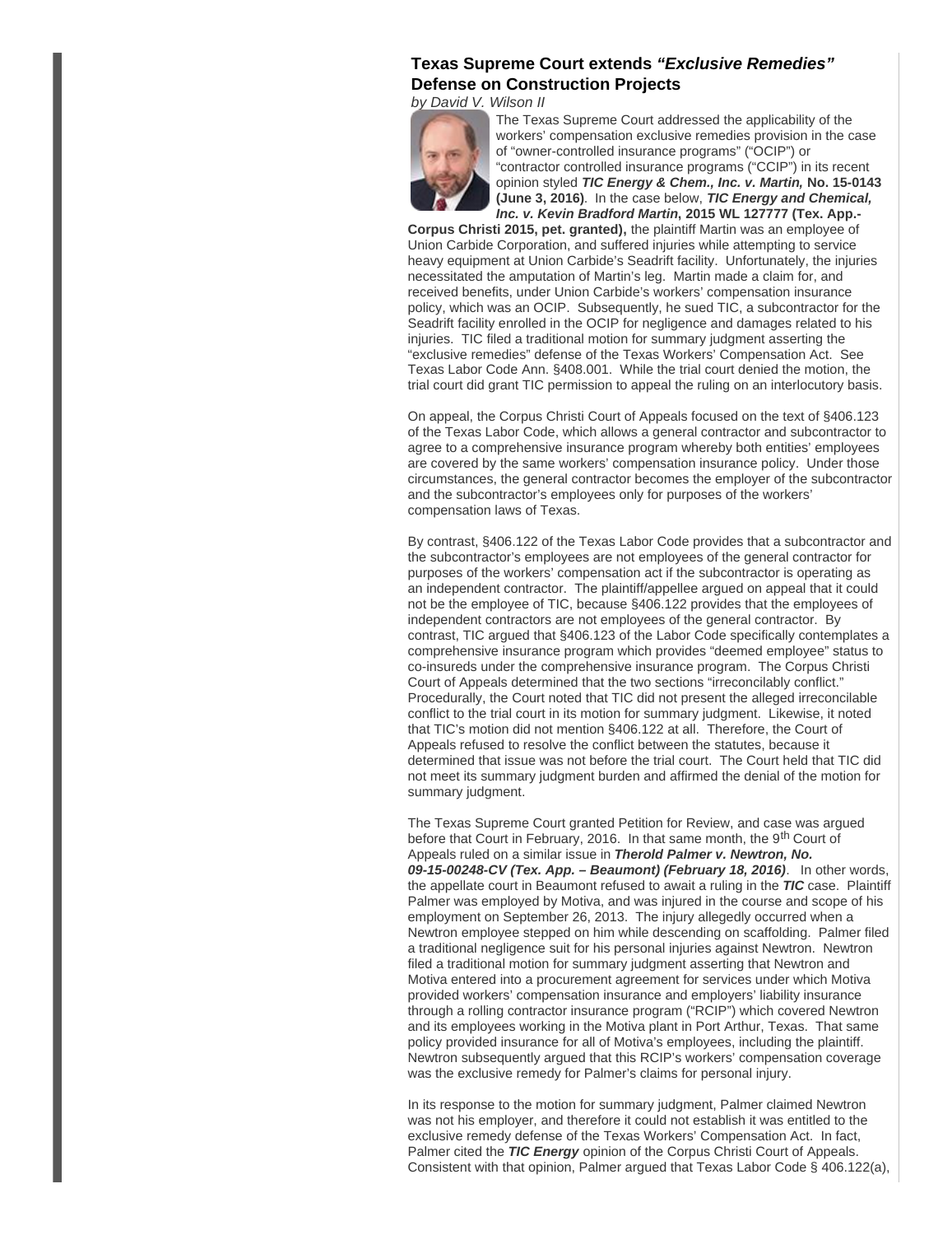## Texas Supreme Court extends *"Exclusive Remedies"* Defense on Construction Projects

*by David V. Wilson II*

The Texas Supreme Court addressed the applicability of the workers' compensation exclusive remedies provision in the case of "owner-controlled insurance programs" ("OCIP") or "contractor controlled insurance programs ("CCIP") in its recent opinion styled ***TIC Energy & Chem., Inc. v. Martin,* No. 15-0143 (June 3, 2016)**. In the case below, ***TIC Energy and Chemical, Inc. v. Kevin Bradford Martin*, 2015 WL 127777 (Tex. App.-Corpus Christi 2015, pet. granted),** the plaintiff Martin was an employee of Union Carbide Corporation, and suffered injuries while attempting to service heavy equipment at Union Carbide's Seadrift facility. Unfortunately, the injuries necessitated the amputation of Martin's leg. Martin made a claim for, and received benefits, under Union Carbide's workers' compensation insurance policy, which was an OCIP. Subsequently, he sued TIC, a subcontractor for the Seadrift facility enrolled in the OCIP for negligence and damages related to his injuries. TIC filed a traditional motion for summary judgment asserting the "exclusive remedies" defense of the Texas Workers' Compensation Act. See Texas Labor Code Ann. §408.001. While the trial court denied the motion, the trial court did grant TIC permission to appeal the ruling on an interlocutory basis.

On appeal, the Corpus Christi Court of Appeals focused on the text of §406.123 of the Texas Labor Code, which allows a general contractor and subcontractor to agree to a comprehensive insurance program whereby both entities' employees are covered by the same workers' compensation insurance policy. Under those circumstances, the general contractor becomes the employer of the subcontractor and the subcontractor's employees only for purposes of the workers' compensation laws of Texas.

By contrast, §406.122 of the Texas Labor Code provides that a subcontractor and the subcontractor's employees are not employees of the general contractor for purposes of the workers' compensation act if the subcontractor is operating as an independent contractor. The plaintiff/appellee argued on appeal that it could not be the employee of TIC, because §406.122 provides that the employees of independent contractors are not employees of the general contractor. By contrast, TIC argued that §406.123 of the Labor Code specifically contemplates a comprehensive insurance program which provides "deemed employee" status to co-insureds under the comprehensive insurance program. The Corpus Christi Court of Appeals determined that the two sections "irreconcilably conflict." Procedurally, the Court noted that TIC did not present the alleged irreconcilable conflict to the trial court in its motion for summary judgment. Likewise, it noted that TIC's motion did not mention §406.122 at all. Therefore, the Court of Appeals refused to resolve the conflict between the statutes, because it determined that issue was not before the trial court. The Court held that TIC did not meet its summary judgment burden and affirmed the denial of the motion for summary judgment.

The Texas Supreme Court granted Petition for Review, and case was argued before that Court in February, 2016. In that same month, the 9th Court of Appeals ruled on a similar issue in ***Therold Palmer v. Newtron, No. 09-15-00248-CV (Tex. App. – Beaumont) (February 18, 2016)***. In other words, the appellate court in Beaumont refused to await a ruling in the ***TIC*** case. Plaintiff Palmer was employed by Motiva, and was injured in the course and scope of his employment on September 26, 2013. The injury allegedly occurred when a Newtron employee stepped on him while descending on scaffolding. Palmer filed a traditional negligence suit for his personal injuries against Newtron. Newtron filed a traditional motion for summary judgment asserting that Newtron and Motiva entered into a procurement agreement for services under which Motiva provided workers' compensation insurance and employers' liability insurance through a rolling contractor insurance program ("RCIP") which covered Newtron and its employees working in the Motiva plant in Port Arthur, Texas. That same policy provided insurance for all of Motiva's employees, including the plaintiff. Newtron subsequently argued that this RCIP's workers' compensation coverage was the exclusive remedy for Palmer's claims for personal injury.

In its response to the motion for summary judgment, Palmer claimed Newtron was not his employer, and therefore it could not establish it was entitled to the exclusive remedy defense of the Texas Workers' Compensation Act. In fact, Palmer cited the ***TIC Energy*** opinion of the Corpus Christi Court of Appeals. Consistent with that opinion, Palmer argued that Texas Labor Code § 406.122(a),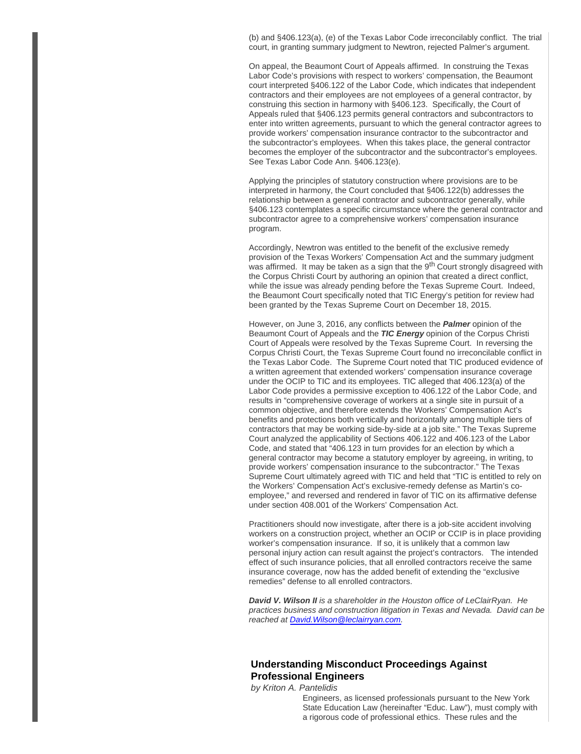(b) and §406.123(a), (e) of the Texas Labor Code irreconcilably conflict. The trial court, in granting summary judgment to Newtron, rejected Palmer's argument.

On appeal, the Beaumont Court of Appeals affirmed. In construing the Texas Labor Code's provisions with respect to workers' compensation, the Beaumont court interpreted §406.122 of the Labor Code, which indicates that independent contractors and their employees are not employees of a general contractor, by construing this section in harmony with §406.123. Specifically, the Court of Appeals ruled that §406.123 permits general contractors and subcontractors to enter into written agreements, pursuant to which the general contractor agrees to provide workers' compensation insurance contractor to the subcontractor and the subcontractor's employees. When this takes place, the general contractor becomes the employer of the subcontractor and the subcontractor's employees. See Texas Labor Code Ann. §406.123(e).

Applying the principles of statutory construction where provisions are to be interpreted in harmony, the Court concluded that §406.122(b) addresses the relationship between a general contractor and subcontractor generally, while §406.123 contemplates a specific circumstance where the general contractor and subcontractor agree to a comprehensive workers' compensation insurance program.

Accordingly, Newtron was entitled to the benefit of the exclusive remedy provision of the Texas Workers' Compensation Act and the summary judgment was affirmed. It may be taken as a sign that the 9th Court strongly disagreed with the Corpus Christi Court by authoring an opinion that created a direct conflict, while the issue was already pending before the Texas Supreme Court. Indeed, the Beaumont Court specifically noted that TIC Energy's petition for review had been granted by the Texas Supreme Court on December 18, 2015.

However, on June 3, 2016, any conflicts between the ***Palmer*** opinion of the Beaumont Court of Appeals and the ***TIC Energy*** opinion of the Corpus Christi Court of Appeals were resolved by the Texas Supreme Court. In reversing the Corpus Christi Court, the Texas Supreme Court found no irreconcilable conflict in the Texas Labor Code. The Supreme Court noted that TIC produced evidence of a written agreement that extended workers' compensation insurance coverage under the OCIP to TIC and its employees. TIC alleged that 406.123(a) of the Labor Code provides a permissive exception to 406.122 of the Labor Code, and results in "comprehensive coverage of workers at a single site in pursuit of a common objective, and therefore extends the Workers' Compensation Act's benefits and protections both vertically and horizontally among multiple tiers of contractors that may be working side-by-side at a job site." The Texas Supreme Court analyzed the applicability of Sections 406.122 and 406.123 of the Labor Code, and stated that "406.123 in turn provides for an election by which a general contractor may become a statutory employer by agreeing, in writing, to provide workers' compensation insurance to the subcontractor." The Texas Supreme Court ultimately agreed with TIC and held that "TIC is entitled to rely on the Workers' Compensation Act's exclusive-remedy defense as Martin's co-employee," and reversed and rendered in favor of TIC on its affirmative defense under section 408.001 of the Workers' Compensation Act.

Practitioners should now investigate, after there is a job-site accident involving workers on a construction project, whether an OCIP or CCIP is in place providing worker's compensation insurance. If so, it is unlikely that a common law personal injury action can result against the project's contractors. The intended effect of such insurance policies, that all enrolled contractors receive the same insurance coverage, now has the added benefit of extending the "exclusive remedies" defense to all enrolled contractors.

***David V. Wilson II*** *is a shareholder in the Houston office of LeClairRyan. He practices business and construction litigation in Texas and Nevada. David can be reached at David.Wilson@leclairryan.com.*

## Understanding Misconduct Proceedings Against Professional Engineers

*by Kriton A. Pantelidis*

Engineers, as licensed professionals pursuant to the New York State Education Law (hereinafter "Educ. Law"), must comply with a rigorous code of professional ethics. These rules and the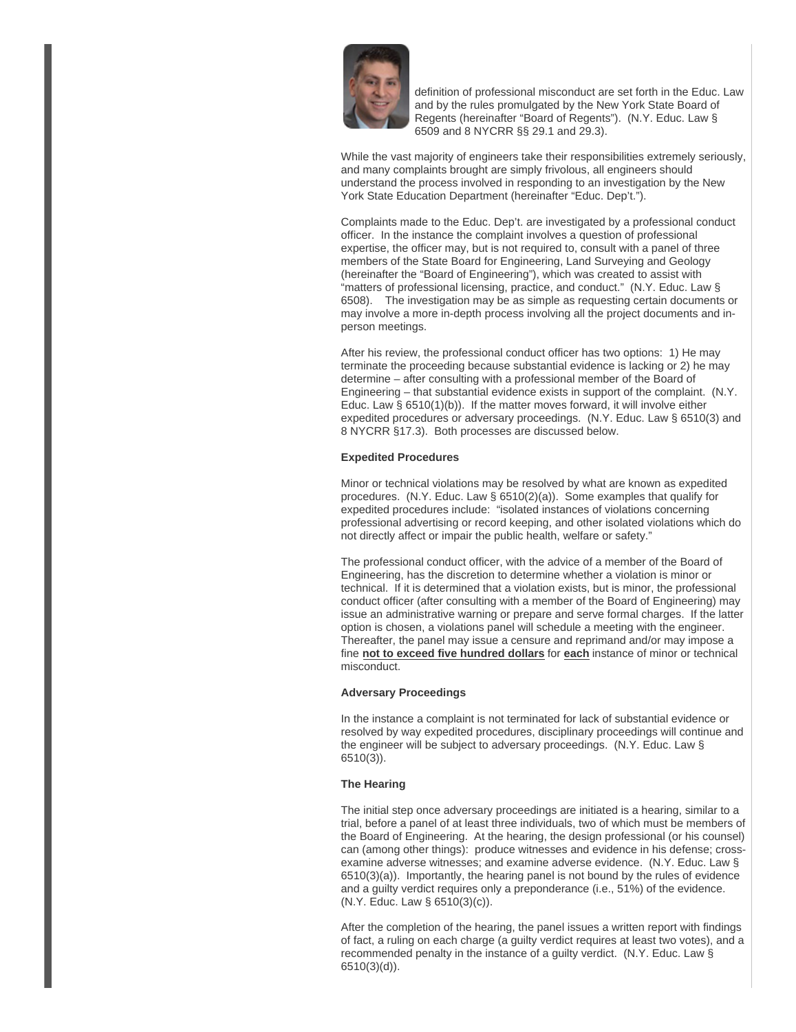definition of professional misconduct are set forth in the Educ. Law and by the rules promulgated by the New York State Board of Regents (hereinafter "Board of Regents"). (N.Y. Educ. Law § 6509 and 8 NYCRR §§ 29.1 and 29.3).

While the vast majority of engineers take their responsibilities extremely seriously, and many complaints brought are simply frivolous, all engineers should understand the process involved in responding to an investigation by the New York State Education Department (hereinafter "Educ. Dep't.").

Complaints made to the Educ. Dep't. are investigated by a professional conduct officer. In the instance the complaint involves a question of professional expertise, the officer may, but is not required to, consult with a panel of three members of the State Board for Engineering, Land Surveying and Geology (hereinafter the "Board of Engineering"), which was created to assist with "matters of professional licensing, practice, and conduct." (N.Y. Educ. Law § 6508). The investigation may be as simple as requesting certain documents or may involve a more in-depth process involving all the project documents and in-person meetings.

After his review, the professional conduct officer has two options: 1) He may terminate the proceeding because substantial evidence is lacking or 2) he may determine – after consulting with a professional member of the Board of Engineering – that substantial evidence exists in support of the complaint. (N.Y. Educ. Law § 6510(1)(b)). If the matter moves forward, it will involve either expedited procedures or adversary proceedings. (N.Y. Educ. Law § 6510(3) and 8 NYCRR §17.3). Both processes are discussed below.

**Expedited Procedures**

Minor or technical violations may be resolved by what are known as expedited procedures. (N.Y. Educ. Law § 6510(2)(a)). Some examples that qualify for expedited procedures include: "isolated instances of violations concerning professional advertising or record keeping, and other isolated violations which do not directly affect or impair the public health, welfare or safety."

The professional conduct officer, with the advice of a member of the Board of Engineering, has the discretion to determine whether a violation is minor or technical. If it is determined that a violation exists, but is minor, the professional conduct officer (after consulting with a member of the Board of Engineering) may issue an administrative warning or prepare and serve formal charges. If the latter option is chosen, a violations panel will schedule a meeting with the engineer. Thereafter, the panel may issue a censure and reprimand and/or may impose a fine **not to exceed five hundred dollars** for **each** instance of minor or technical misconduct.

**Adversary Proceedings**

In the instance a complaint is not terminated for lack of substantial evidence or resolved by way expedited procedures, disciplinary proceedings will continue and the engineer will be subject to adversary proceedings. (N.Y. Educ. Law § 6510(3)).

**The Hearing**

The initial step once adversary proceedings are initiated is a hearing, similar to a trial, before a panel of at least three individuals, two of which must be members of the Board of Engineering. At the hearing, the design professional (or his counsel) can (among other things): produce witnesses and evidence in his defense; cross-examine adverse witnesses; and examine adverse evidence. (N.Y. Educ. Law § 6510(3)(a)). Importantly, the hearing panel is not bound by the rules of evidence and a guilty verdict requires only a preponderance (i.e., 51%) of the evidence. (N.Y. Educ. Law § 6510(3)(c)).

After the completion of the hearing, the panel issues a written report with findings of fact, a ruling on each charge (a guilty verdict requires at least two votes), and a recommended penalty in the instance of a guilty verdict. (N.Y. Educ. Law § 6510(3)(d)).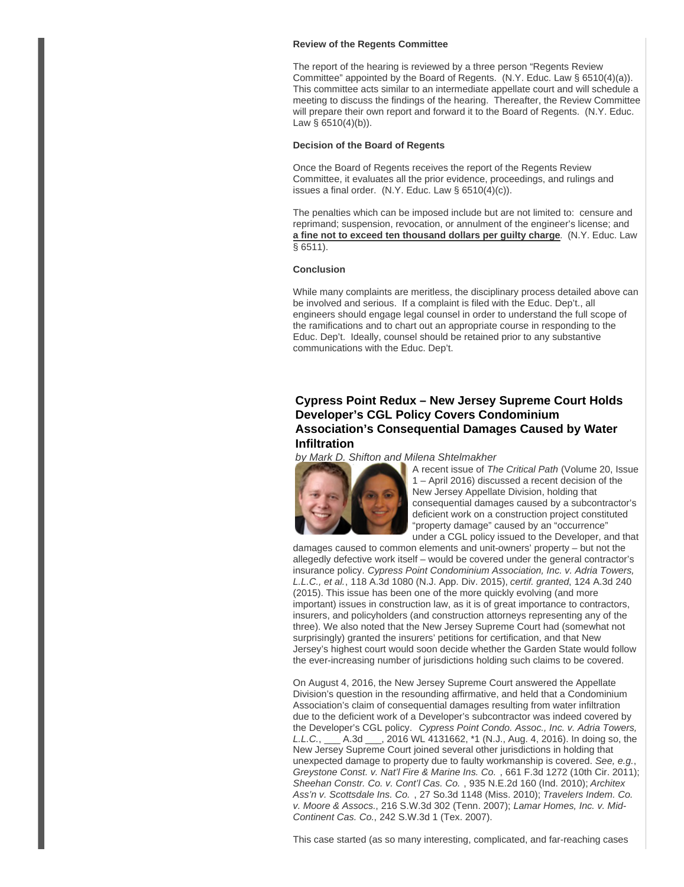**Review of the Regents Committee**

The report of the hearing is reviewed by a three person "Regents Review Committee" appointed by the Board of Regents. (N.Y. Educ. Law § 6510(4)(a)). This committee acts similar to an intermediate appellate court and will schedule a meeting to discuss the findings of the hearing. Thereafter, the Review Committee will prepare their own report and forward it to the Board of Regents. (N.Y. Educ. Law § 6510(4)(b)).

**Decision of the Board of Regents**

Once the Board of Regents receives the report of the Regents Review Committee, it evaluates all the prior evidence, proceedings, and rulings and issues a final order. (N.Y. Educ. Law § 6510(4)(c)).

The penalties which can be imposed include but are not limited to: censure and reprimand; suspension, revocation, or annulment of the engineer's license; and **a fine not to exceed ten thousand dollars per guilty charge**. (N.Y. Educ. Law § 6511).

**Conclusion**

While many complaints are meritless, the disciplinary process detailed above can be involved and serious. If a complaint is filed with the Educ. Dep't., all engineers should engage legal counsel in order to understand the full scope of the ramifications and to chart out an appropriate course in responding to the Educ. Dep't. Ideally, counsel should be retained prior to any substantive communications with the Educ. Dep't.

## Cypress Point Redux – New Jersey Supreme Court Holds Developer's CGL Policy Covers Condominium Association's Consequential Damages Caused by Water Infiltration

*by Mark D. Shifton and Milena Shtelmakher*

A recent issue of *The Critical Path* (Volume 20, Issue 1 – April 2016) discussed a recent decision of the New Jersey Appellate Division, holding that consequential damages caused by a subcontractor's deficient work on a construction project constituted "property damage" caused by an "occurrence" under a CGL policy issued to the Developer, and that damages caused to common elements and unit-owners' property – but not the allegedly defective work itself – would be covered under the general contractor's insurance policy. *Cypress Point Condominium Association, Inc. v. Adria Towers, L.L.C., et al.*, 118 A.3d 1080 (N.J. App. Div. 2015), *certif. granted*, 124 A.3d 240 (2015). This issue has been one of the more quickly evolving (and more important) issues in construction law, as it is of great importance to contractors, insurers, and policyholders (and construction attorneys representing any of the three). We also noted that the New Jersey Supreme Court had (somewhat not surprisingly) granted the insurers' petitions for certification, and that New Jersey's highest court would soon decide whether the Garden State would follow the ever-increasing number of jurisdictions holding such claims to be covered.

On August 4, 2016, the New Jersey Supreme Court answered the Appellate Division's question in the resounding affirmative, and held that a Condominium Association's claim of consequential damages resulting from water infiltration due to the deficient work of a Developer's subcontractor was indeed covered by the Developer's CGL policy. *Cypress Point Condo. Assoc., Inc. v. Adria Towers, L.L.C.*, ___ A.3d ___, 2016 WL 4131662, *1 (N.J., Aug. 4, 2016). In doing so, the New Jersey Supreme Court joined several other jurisdictions in holding that unexpected damage to property due to faulty workmanship is covered. *See, e.g.*, *Greystone Const. v. Nat'l Fire & Marine Ins. Co.*, 661 F.3d 1272 (10th Cir. 2011); *Sheehan Constr. Co. v. Cont'l Cas. Co.*, 935 N.E.2d 160 (Ind. 2010); *Architex Ass'n v. Scottsdale Ins. Co.*, 27 So.3d 1148 (Miss. 2010); *Travelers Indem. Co. v. Moore & Assocs.*, 216 S.W.3d 302 (Tenn. 2007); *Lamar Homes, Inc. v. Mid-Continent Cas. Co.*, 242 S.W.3d 1 (Tex. 2007).

This case started (as so many interesting, complicated, and far-reaching cases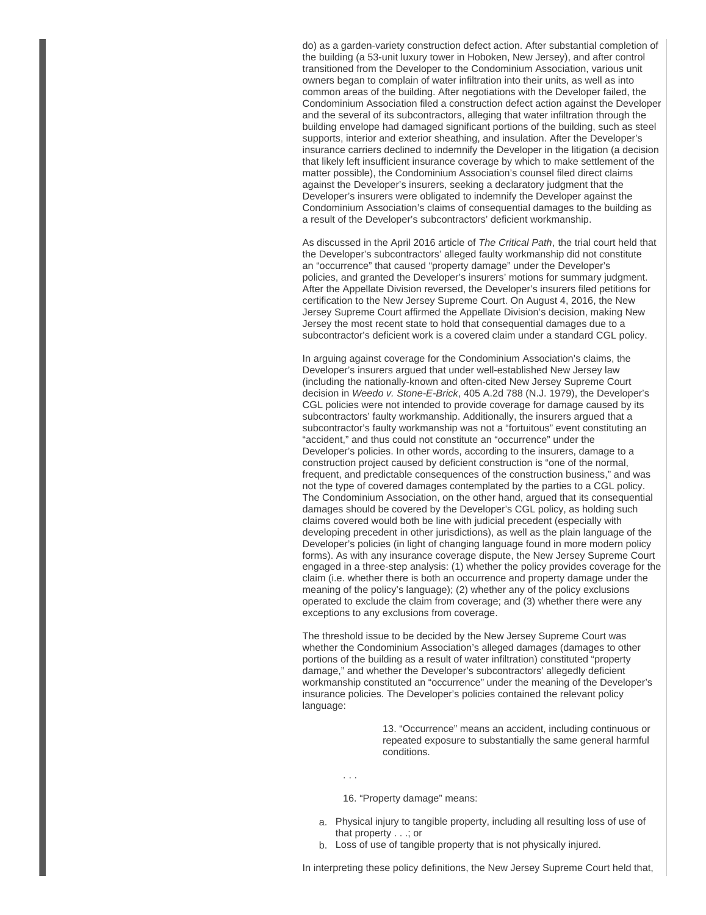do) as a garden-variety construction defect action. After substantial completion of the building (a 53-unit luxury tower in Hoboken, New Jersey), and after control transitioned from the Developer to the Condominium Association, various unit owners began to complain of water infiltration into their units, as well as into common areas of the building. After negotiations with the Developer failed, the Condominium Association filed a construction defect action against the Developer and the several of its subcontractors, alleging that water infiltration through the building envelope had damaged significant portions of the building, such as steel supports, interior and exterior sheathing, and insulation. After the Developer's insurance carriers declined to indemnify the Developer in the litigation (a decision that likely left insufficient insurance coverage by which to make settlement of the matter possible), the Condominium Association's counsel filed direct claims against the Developer's insurers, seeking a declaratory judgment that the Developer's insurers were obligated to indemnify the Developer against the Condominium Association's claims of consequential damages to the building as a result of the Developer's subcontractors' deficient workmanship.

As discussed in the April 2016 article of *The Critical Path*, the trial court held that the Developer's subcontractors' alleged faulty workmanship did not constitute an "occurrence" that caused "property damage" under the Developer's policies, and granted the Developer's insurers' motions for summary judgment. After the Appellate Division reversed, the Developer's insurers filed petitions for certification to the New Jersey Supreme Court. On August 4, 2016, the New Jersey Supreme Court affirmed the Appellate Division's decision, making New Jersey the most recent state to hold that consequential damages due to a subcontractor's deficient work is a covered claim under a standard CGL policy.

In arguing against coverage for the Condominium Association's claims, the Developer's insurers argued that under well-established New Jersey law (including the nationally-known and often-cited New Jersey Supreme Court decision in *Weedo v. Stone-E-Brick*, 405 A.2d 788 (N.J. 1979), the Developer's CGL policies were not intended to provide coverage for damage caused by its subcontractors' faulty workmanship. Additionally, the insurers argued that a subcontractor's faulty workmanship was not a "fortuitous" event constituting an "accident," and thus could not constitute an "occurrence" under the Developer's policies. In other words, according to the insurers, damage to a construction project caused by deficient construction is "one of the normal, frequent, and predictable consequences of the construction business," and was not the type of covered damages contemplated by the parties to a CGL policy. The Condominium Association, on the other hand, argued that its consequential damages should be covered by the Developer's CGL policy, as holding such claims covered would both be line with judicial precedent (especially with developing precedent in other jurisdictions), as well as the plain language of the Developer's policies (in light of changing language found in more modern policy forms). As with any insurance coverage dispute, the New Jersey Supreme Court engaged in a three-step analysis: (1) whether the policy provides coverage for the claim (i.e. whether there is both an occurrence and property damage under the meaning of the policy's language); (2) whether any of the policy exclusions operated to exclude the claim from coverage; and (3) whether there were any exceptions to any exclusions from coverage.

The threshold issue to be decided by the New Jersey Supreme Court was whether the Condominium Association's alleged damages (damages to other portions of the building as a result of water infiltration) constituted "property damage," and whether the Developer's subcontractors' allegedly deficient workmanship constituted an "occurrence" under the meaning of the Developer's insurance policies. The Developer's policies contained the relevant policy language:

> 13. "Occurrence" means an accident, including continuous or repeated exposure to substantially the same general harmful conditions.

> . . .
>
> 16. "Property damage" means:

a. Physical injury to tangible property, including all resulting loss of use of that property . . .; or
b. Loss of use of tangible property that is not physically injured.

In interpreting these policy definitions, the New Jersey Supreme Court held that,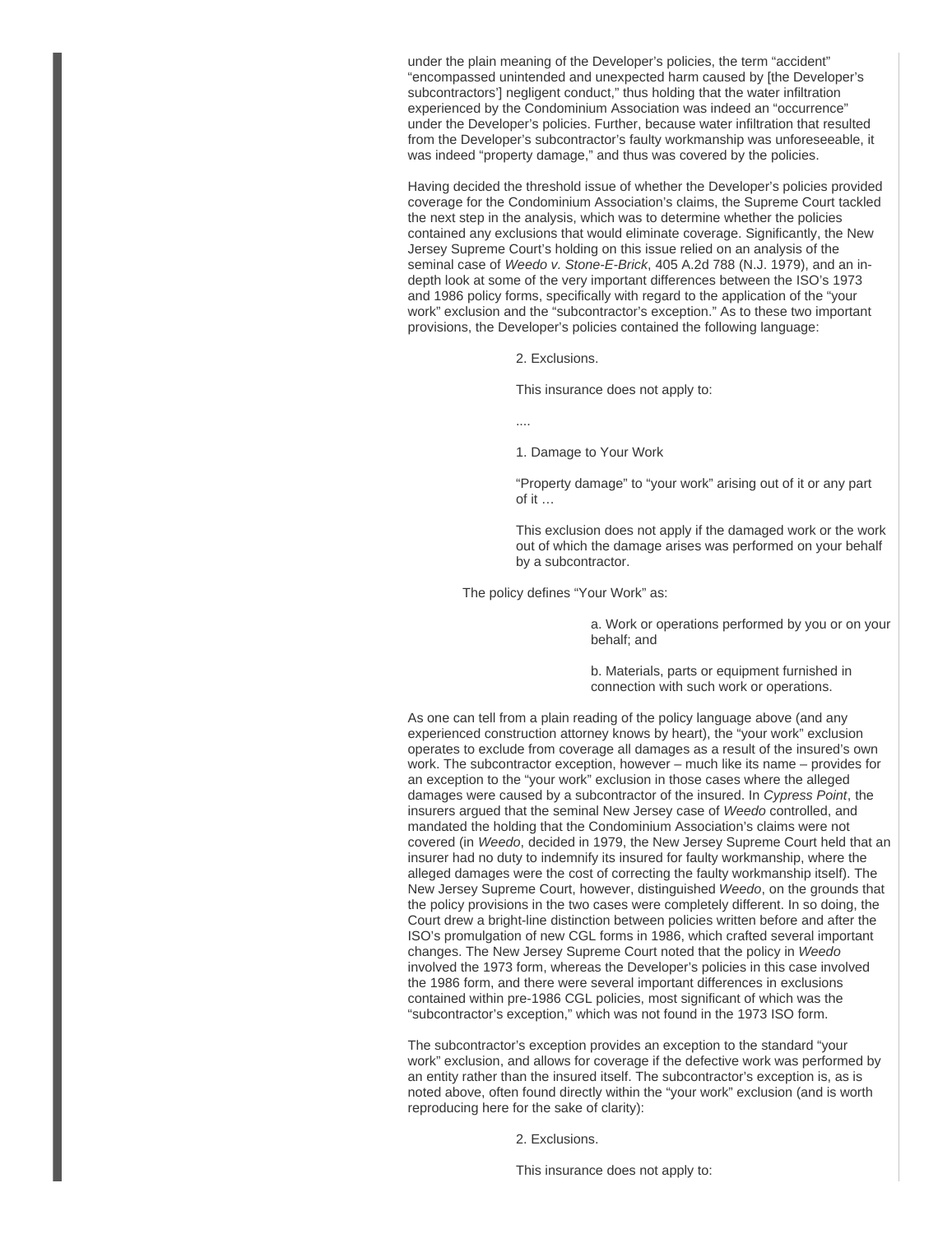under the plain meaning of the Developer's policies, the term "accident" "encompassed unintended and unexpected harm caused by [the Developer's subcontractors'] negligent conduct," thus holding that the water infiltration experienced by the Condominium Association was indeed an "occurrence" under the Developer's policies. Further, because water infiltration that resulted from the Developer's subcontractor's faulty workmanship was unforeseeable, it was indeed "property damage," and thus was covered by the policies.

Having decided the threshold issue of whether the Developer's policies provided coverage for the Condominium Association's claims, the Supreme Court tackled the next step in the analysis, which was to determine whether the policies contained any exclusions that would eliminate coverage. Significantly, the New Jersey Supreme Court's holding on this issue relied on an analysis of the seminal case of *Weedo v. Stone-E-Brick*, 405 A.2d 788 (N.J. 1979), and an in-depth look at some of the very important differences between the ISO's 1973 and 1986 policy forms, specifically with regard to the application of the "your work" exclusion and the "subcontractor's exception." As to these two important provisions, the Developer's policies contained the following language:

> 2. Exclusions.
>
> This insurance does not apply to:
>
> ....
>
> 1. Damage to Your Work
>
> "Property damage" to "your work" arising out of it or any part of it …
>
> This exclusion does not apply if the damaged work or the work out of which the damage arises was performed on your behalf by a subcontractor.

The policy defines "Your Work" as:

> a. Work or operations performed by you or on your behalf; and
>
> b. Materials, parts or equipment furnished in connection with such work or operations.

As one can tell from a plain reading of the policy language above (and any experienced construction attorney knows by heart), the "your work" exclusion operates to exclude from coverage all damages as a result of the insured's own work. The subcontractor exception, however – much like its name – provides for an exception to the "your work" exclusion in those cases where the alleged damages were caused by a subcontractor of the insured. In *Cypress Point*, the insurers argued that the seminal New Jersey case of *Weedo* controlled, and mandated the holding that the Condominium Association's claims were not covered (in *Weedo*, decided in 1979, the New Jersey Supreme Court held that an insurer had no duty to indemnify its insured for faulty workmanship, where the alleged damages were the cost of correcting the faulty workmanship itself). The New Jersey Supreme Court, however, distinguished *Weedo*, on the grounds that the policy provisions in the two cases were completely different. In so doing, the Court drew a bright-line distinction between policies written before and after the ISO's promulgation of new CGL forms in 1986, which crafted several important changes. The New Jersey Supreme Court noted that the policy in *Weedo* involved the 1973 form, whereas the Developer's policies in this case involved the 1986 form, and there were several important differences in exclusions contained within pre-1986 CGL policies, most significant of which was the "subcontractor's exception," which was not found in the 1973 ISO form.

The subcontractor's exception provides an exception to the standard "your work" exclusion, and allows for coverage if the defective work was performed by an entity rather than the insured itself. The subcontractor's exception is, as is noted above, often found directly within the "your work" exclusion (and is worth reproducing here for the sake of clarity):

> 2. Exclusions.
>
> This insurance does not apply to: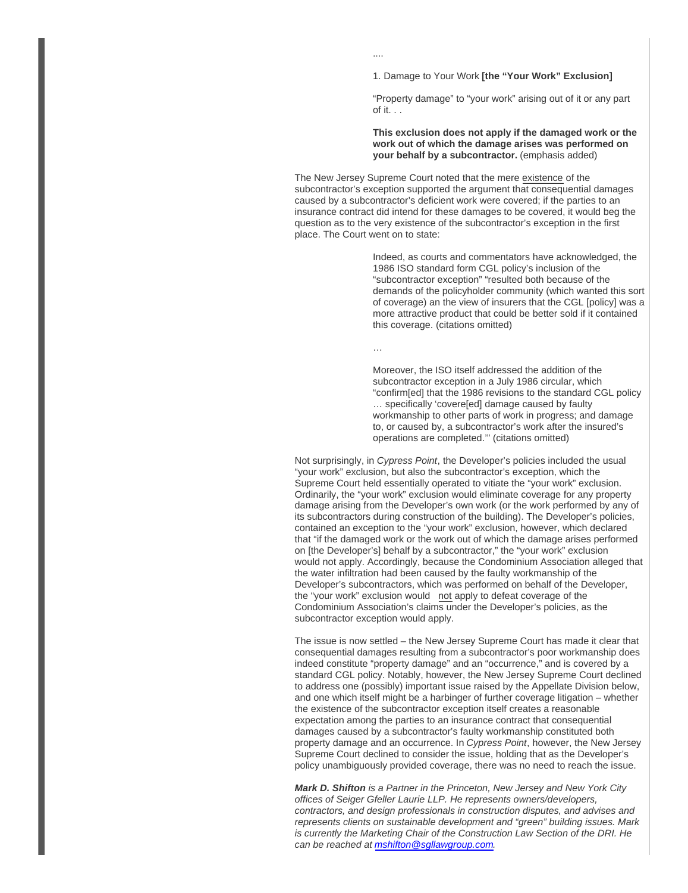....

1. Damage to Your Work **[the "Your Work" Exclusion]**

"Property damage" to "your work" arising out of it or any part of it. . .

**This exclusion does not apply if the damaged work or the work out of which the damage arises was performed on your behalf by a subcontractor.** (emphasis added)

The New Jersey Supreme Court noted that the mere existence of the subcontractor's exception supported the argument that consequential damages caused by a subcontractor's deficient work were covered; if the parties to an insurance contract did intend for these damages to be covered, it would beg the question as to the very existence of the subcontractor's exception in the first place. The Court went on to state:

> Indeed, as courts and commentators have acknowledged, the 1986 ISO standard form CGL policy's inclusion of the "subcontractor exception" "resulted both because of the demands of the policyholder community (which wanted this sort of coverage) an the view of insurers that the CGL [policy] was a more attractive product that could be better sold if it contained this coverage. (citations omitted)
>
> …
>
> Moreover, the ISO itself addressed the addition of the subcontractor exception in a July 1986 circular, which "confirm[ed] that the 1986 revisions to the standard CGL policy … specifically 'covere[ed] damage caused by faulty workmanship to other parts of work in progress; and damage to, or caused by, a subcontractor's work after the insured's operations are completed.'" (citations omitted)

Not surprisingly, in *Cypress Point*, the Developer's policies included the usual "your work" exclusion, but also the subcontractor's exception, which the Supreme Court held essentially operated to vitiate the "your work" exclusion. Ordinarily, the "your work" exclusion would eliminate coverage for any property damage arising from the Developer's own work (or the work performed by any of its subcontractors during construction of the building). The Developer's policies, contained an exception to the "your work" exclusion, however, which declared that "if the damaged work or the work out of which the damage arises performed on [the Developer's] behalf by a subcontractor," the "your work" exclusion would not apply. Accordingly, because the Condominium Association alleged that the water infiltration had been caused by the faulty workmanship of the Developer's subcontractors, which was performed on behalf of the Developer, the "your work" exclusion would not apply to defeat coverage of the Condominium Association's claims under the Developer's policies, as the subcontractor exception would apply.

The issue is now settled – the New Jersey Supreme Court has made it clear that consequential damages resulting from a subcontractor's poor workmanship does indeed constitute "property damage" and an "occurrence," and is covered by a standard CGL policy. Notably, however, the New Jersey Supreme Court declined to address one (possibly) important issue raised by the Appellate Division below, and one which itself might be a harbinger of further coverage litigation – whether the existence of the subcontractor exception itself creates a reasonable expectation among the parties to an insurance contract that consequential damages caused by a subcontractor's faulty workmanship constituted both property damage and an occurrence. In *Cypress Point*, however, the New Jersey Supreme Court declined to consider the issue, holding that as the Developer's policy unambiguously provided coverage, there was no need to reach the issue.

***Mark D. Shifton*** *is a Partner in the Princeton, New Jersey and New York City offices of Seiger Gfeller Laurie LLP. He represents owners/developers, contractors, and design professionals in construction disputes, and advises and represents clients on sustainable development and "green" building issues. Mark is currently the Marketing Chair of the Construction Law Section of the DRI. He can be reached at [mshifton@sgllawgroup.com](mailto:mshifton@sgllawgroup.com).*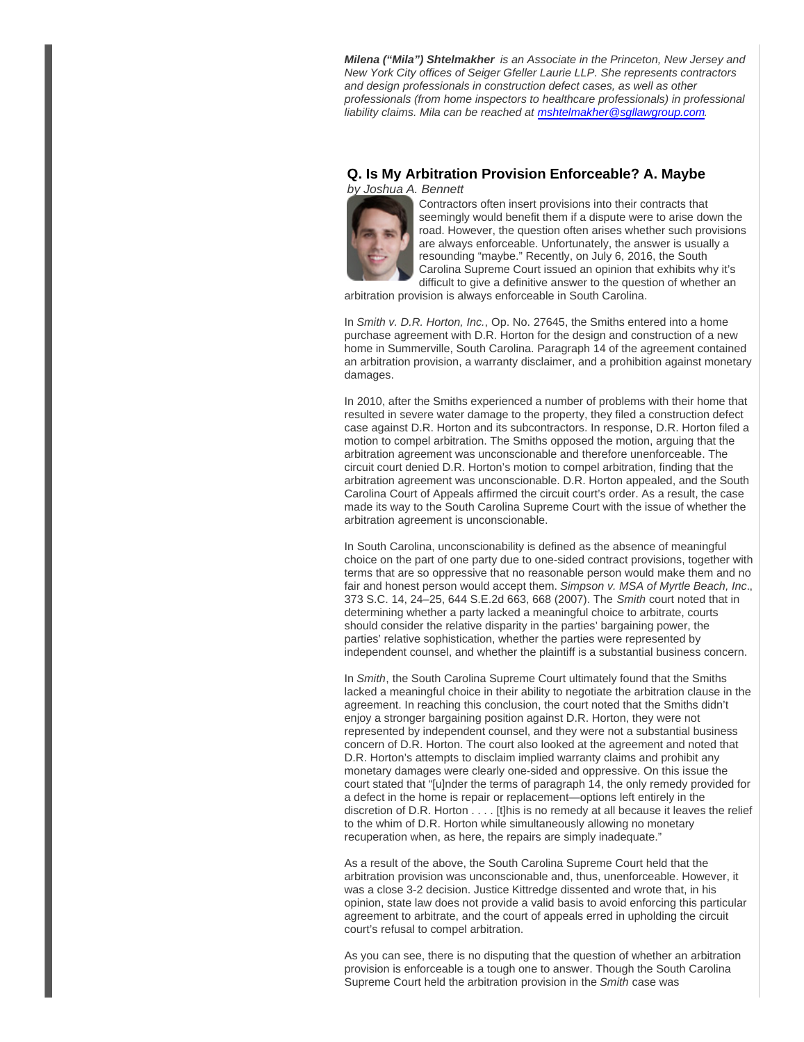***Milena ("Mila") Shtelmakher*** *is an Associate in the Princeton, New Jersey and New York City offices of Seiger Gfeller Laurie LLP. She represents contractors and design professionals in construction defect cases, as well as other professionals (from home inspectors to healthcare professionals) in professional liability claims. Mila can be reached at [mshtelmakher@sgllawgroup.com](mailto:mshtelmakher@sgllawgroup.com).*

## Q. Is My Arbitration Provision Enforceable? A. Maybe

*by Joshua A. Bennett*

Contractors often insert provisions into their contracts that seemingly would benefit them if a dispute were to arise down the road. However, the question often arises whether such provisions are always enforceable. Unfortunately, the answer is usually a resounding "maybe." Recently, on July 6, 2016, the South Carolina Supreme Court issued an opinion that exhibits why it's difficult to give a definitive answer to the question of whether an arbitration provision is always enforceable in South Carolina.

In *Smith v. D.R. Horton, Inc.*, Op. No. 27645, the Smiths entered into a home purchase agreement with D.R. Horton for the design and construction of a new home in Summerville, South Carolina. Paragraph 14 of the agreement contained an arbitration provision, a warranty disclaimer, and a prohibition against monetary damages.

In 2010, after the Smiths experienced a number of problems with their home that resulted in severe water damage to the property, they filed a construction defect case against D.R. Horton and its subcontractors. In response, D.R. Horton filed a motion to compel arbitration. The Smiths opposed the motion, arguing that the arbitration agreement was unconscionable and therefore unenforceable. The circuit court denied D.R. Horton's motion to compel arbitration, finding that the arbitration agreement was unconscionable. D.R. Horton appealed, and the South Carolina Court of Appeals affirmed the circuit court's order. As a result, the case made its way to the South Carolina Supreme Court with the issue of whether the arbitration agreement is unconscionable.

In South Carolina, unconscionability is defined as the absence of meaningful choice on the part of one party due to one-sided contract provisions, together with terms that are so oppressive that no reasonable person would make them and no fair and honest person would accept them. *Simpson v. MSA of Myrtle Beach, Inc*., 373 S.C. 14, 24–25, 644 S.E.2d 663, 668 (2007). The *Smith* court noted that in determining whether a party lacked a meaningful choice to arbitrate, courts should consider the relative disparity in the parties' bargaining power, the parties' relative sophistication, whether the parties were represented by independent counsel, and whether the plaintiff is a substantial business concern.

In *Smith*, the South Carolina Supreme Court ultimately found that the Smiths lacked a meaningful choice in their ability to negotiate the arbitration clause in the agreement. In reaching this conclusion, the court noted that the Smiths didn't enjoy a stronger bargaining position against D.R. Horton, they were not represented by independent counsel, and they were not a substantial business concern of D.R. Horton. The court also looked at the agreement and noted that D.R. Horton's attempts to disclaim implied warranty claims and prohibit any monetary damages were clearly one-sided and oppressive. On this issue the court stated that "[u]nder the terms of paragraph 14, the only remedy provided for a defect in the home is repair or replacement—options left entirely in the discretion of D.R. Horton . . . . [t]his is no remedy at all because it leaves the relief to the whim of D.R. Horton while simultaneously allowing no monetary recuperation when, as here, the repairs are simply inadequate."

As a result of the above, the South Carolina Supreme Court held that the arbitration provision was unconscionable and, thus, unenforceable. However, it was a close 3-2 decision. Justice Kittredge dissented and wrote that, in his opinion, state law does not provide a valid basis to avoid enforcing this particular agreement to arbitrate, and the court of appeals erred in upholding the circuit court's refusal to compel arbitration.

As you can see, there is no disputing that the question of whether an arbitration provision is enforceable is a tough one to answer. Though the South Carolina Supreme Court held the arbitration provision in the *Smith* case was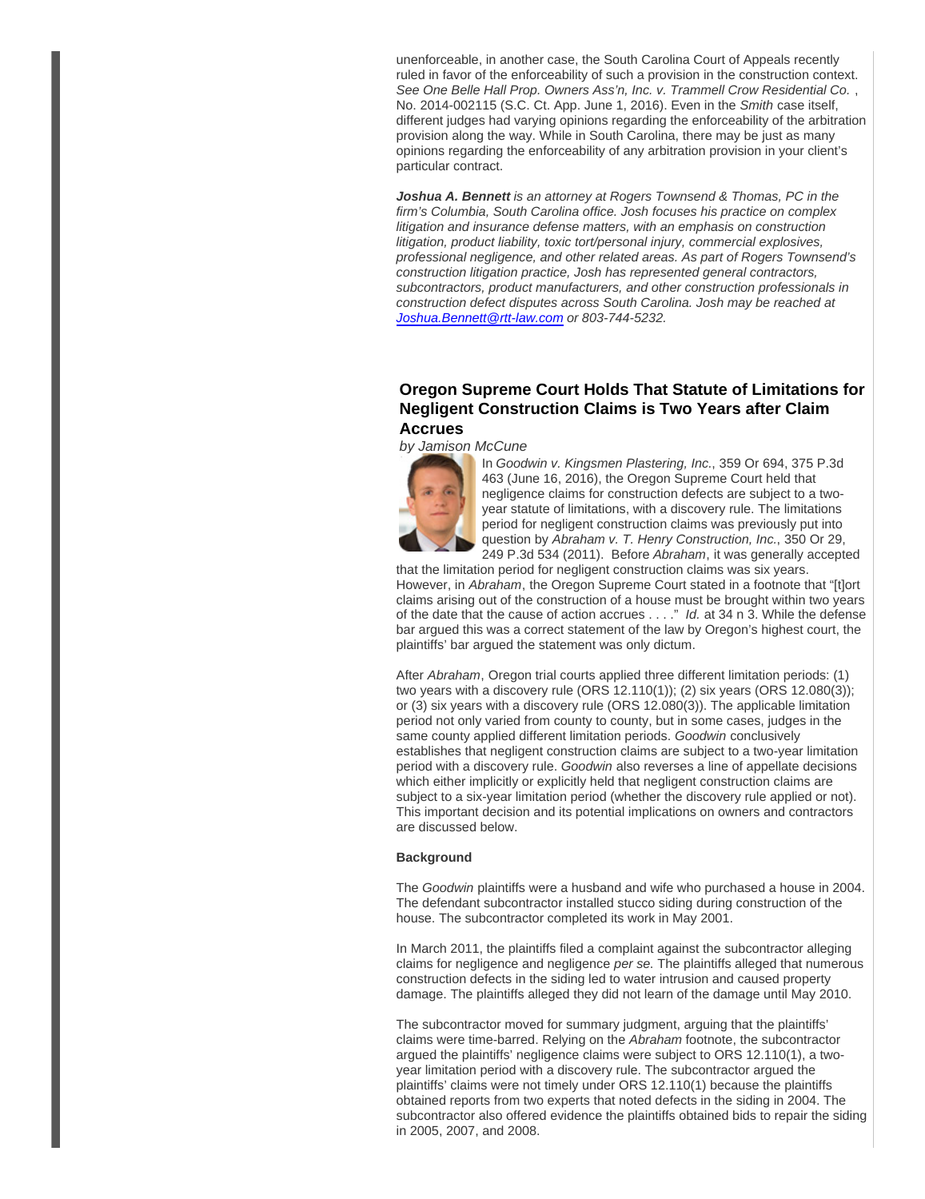unenforceable, in another case, the South Carolina Court of Appeals recently ruled in favor of the enforceability of such a provision in the construction context. *See One Belle Hall Prop. Owners Ass'n, Inc. v. Trammell Crow Residential Co.* , No. 2014-002115 (S.C. Ct. App. June 1, 2016). Even in the *Smith* case itself, different judges had varying opinions regarding the enforceability of the arbitration provision along the way. While in South Carolina, there may be just as many opinions regarding the enforceability of any arbitration provision in your client's particular contract.

***Joshua A. Bennett*** *is an attorney at Rogers Townsend & Thomas, PC in the firm's Columbia, South Carolina office. Josh focuses his practice on complex litigation and insurance defense matters, with an emphasis on construction litigation, product liability, toxic tort/personal injury, commercial explosives, professional negligence, and other related areas. As part of Rogers Townsend's construction litigation practice, Josh has represented general contractors, subcontractors, product manufacturers, and other construction professionals in construction defect disputes across South Carolina. Josh may be reached at [Joshua.Bennett@rtt-law.com](mailto:Joshua.Bennett@rtt-law.com) or 803-744-5232.*

## Oregon Supreme Court Holds That Statute of Limitations for Negligent Construction Claims is Two Years after Claim Accrues

*by Jamison McCune*

In *Goodwin v. Kingsmen Plastering, Inc.*, 359 Or 694, 375 P.3d 463 (June 16, 2016), the Oregon Supreme Court held that negligence claims for construction defects are subject to a two-year statute of limitations, with a discovery rule. The limitations period for negligent construction claims was previously put into question by *Abraham v. T. Henry Construction, Inc.*, 350 Or 29, 249 P.3d 534 (2011). Before *Abraham*, it was generally accepted that the limitation period for negligent construction claims was six years. However, in *Abraham*, the Oregon Supreme Court stated in a footnote that "[t]ort claims arising out of the construction of a house must be brought within two years of the date that the cause of action accrues . . . ." *Id.* at 34 n 3. While the defense bar argued this was a correct statement of the law by Oregon's highest court, the plaintiffs' bar argued the statement was only dictum.

After *Abraham*, Oregon trial courts applied three different limitation periods: (1) two years with a discovery rule (ORS 12.110(1)); (2) six years (ORS 12.080(3)); or (3) six years with a discovery rule (ORS 12.080(3)). The applicable limitation period not only varied from county to county, but in some cases, judges in the same county applied different limitation periods. *Goodwin* conclusively establishes that negligent construction claims are subject to a two-year limitation period with a discovery rule. *Goodwin* also reverses a line of appellate decisions which either implicitly or explicitly held that negligent construction claims are subject to a six-year limitation period (whether the discovery rule applied or not). This important decision and its potential implications on owners and contractors are discussed below.

**Background**

The *Goodwin* plaintiffs were a husband and wife who purchased a house in 2004. The defendant subcontractor installed stucco siding during construction of the house. The subcontractor completed its work in May 2001.

In March 2011, the plaintiffs filed a complaint against the subcontractor alleging claims for negligence and negligence *per se.* The plaintiffs alleged that numerous construction defects in the siding led to water intrusion and caused property damage. The plaintiffs alleged they did not learn of the damage until May 2010.

The subcontractor moved for summary judgment, arguing that the plaintiffs' claims were time-barred. Relying on the *Abraham* footnote, the subcontractor argued the plaintiffs' negligence claims were subject to ORS 12.110(1), a two-year limitation period with a discovery rule. The subcontractor argued the plaintiffs' claims were not timely under ORS 12.110(1) because the plaintiffs obtained reports from two experts that noted defects in the siding in 2004. The subcontractor also offered evidence the plaintiffs obtained bids to repair the siding in 2005, 2007, and 2008.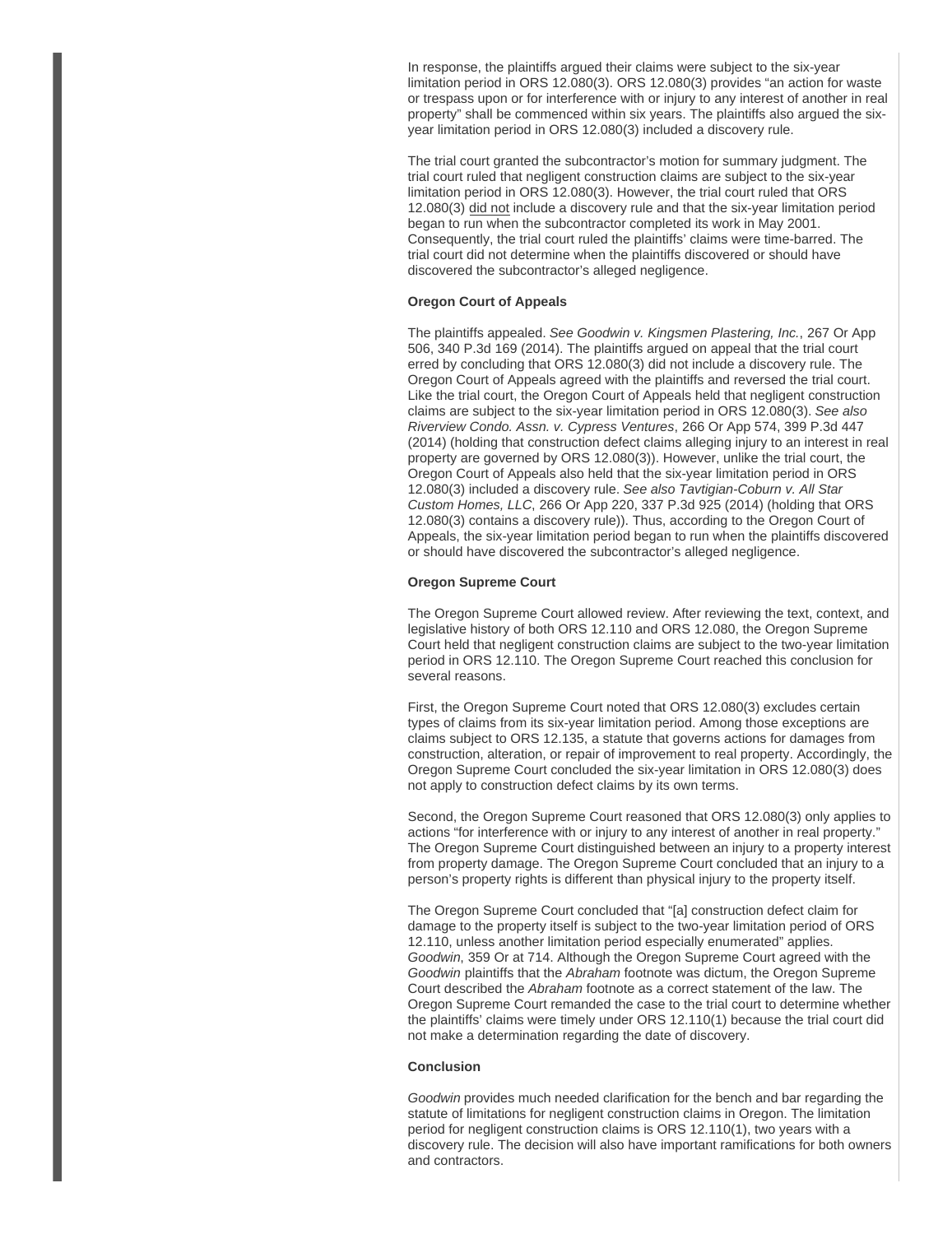In response, the plaintiffs argued their claims were subject to the six-year limitation period in ORS 12.080(3). ORS 12.080(3) provides "an action for waste or trespass upon or for interference with or injury to any interest of another in real property" shall be commenced within six years. The plaintiffs also argued the six-year limitation period in ORS 12.080(3) included a discovery rule.

The trial court granted the subcontractor's motion for summary judgment. The trial court ruled that negligent construction claims are subject to the six-year limitation period in ORS 12.080(3). However, the trial court ruled that ORS 12.080(3) did not include a discovery rule and that the six-year limitation period began to run when the subcontractor completed its work in May 2001. Consequently, the trial court ruled the plaintiffs' claims were time-barred. The trial court did not determine when the plaintiffs discovered or should have discovered the subcontractor's alleged negligence.

**Oregon Court of Appeals**

The plaintiffs appealed. *See Goodwin v. Kingsmen Plastering, Inc.*, 267 Or App 506, 340 P.3d 169 (2014). The plaintiffs argued on appeal that the trial court erred by concluding that ORS 12.080(3) did not include a discovery rule. The Oregon Court of Appeals agreed with the plaintiffs and reversed the trial court. Like the trial court, the Oregon Court of Appeals held that negligent construction claims are subject to the six-year limitation period in ORS 12.080(3). *See also Riverview Condo. Assn. v. Cypress Ventures*, 266 Or App 574, 399 P.3d 447 (2014) (holding that construction defect claims alleging injury to an interest in real property are governed by ORS 12.080(3)). However, unlike the trial court, the Oregon Court of Appeals also held that the six-year limitation period in ORS 12.080(3) included a discovery rule. *See also Tavtigian-Coburn v. All Star Custom Homes, LLC*, 266 Or App 220, 337 P.3d 925 (2014) (holding that ORS 12.080(3) contains a discovery rule)). Thus, according to the Oregon Court of Appeals, the six-year limitation period began to run when the plaintiffs discovered or should have discovered the subcontractor's alleged negligence.

**Oregon Supreme Court**

The Oregon Supreme Court allowed review. After reviewing the text, context, and legislative history of both ORS 12.110 and ORS 12.080, the Oregon Supreme Court held that negligent construction claims are subject to the two-year limitation period in ORS 12.110. The Oregon Supreme Court reached this conclusion for several reasons.

First, the Oregon Supreme Court noted that ORS 12.080(3) excludes certain types of claims from its six-year limitation period. Among those exceptions are claims subject to ORS 12.135, a statute that governs actions for damages from construction, alteration, or repair of improvement to real property. Accordingly, the Oregon Supreme Court concluded the six-year limitation in ORS 12.080(3) does not apply to construction defect claims by its own terms.

Second, the Oregon Supreme Court reasoned that ORS 12.080(3) only applies to actions "for interference with or injury to any interest of another in real property." The Oregon Supreme Court distinguished between an injury to a property interest from property damage. The Oregon Supreme Court concluded that an injury to a person's property rights is different than physical injury to the property itself.

The Oregon Supreme Court concluded that "[a] construction defect claim for damage to the property itself is subject to the two-year limitation period of ORS 12.110, unless another limitation period especially enumerated" applies. *Goodwin*, 359 Or at 714. Although the Oregon Supreme Court agreed with the *Goodwin* plaintiffs that the *Abraham* footnote was dictum, the Oregon Supreme Court described the *Abraham* footnote as a correct statement of the law. The Oregon Supreme Court remanded the case to the trial court to determine whether the plaintiffs' claims were timely under ORS 12.110(1) because the trial court did not make a determination regarding the date of discovery.

**Conclusion**

*Goodwin* provides much needed clarification for the bench and bar regarding the statute of limitations for negligent construction claims in Oregon. The limitation period for negligent construction claims is ORS 12.110(1), two years with a discovery rule. The decision will also have important ramifications for both owners and contractors.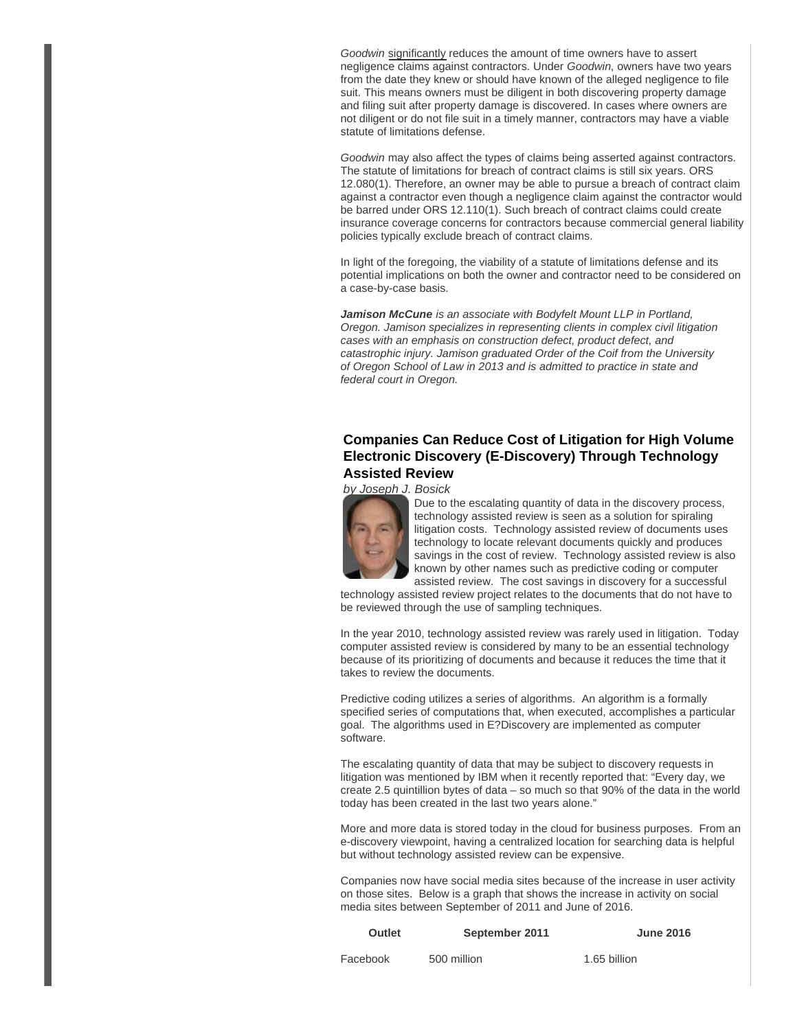*Goodwin* significantly reduces the amount of time owners have to assert negligence claims against contractors. Under *Goodwin*, owners have two years from the date they knew or should have known of the alleged negligence to file suit. This means owners must be diligent in both discovering property damage and filing suit after property damage is discovered. In cases where owners are not diligent or do not file suit in a timely manner, contractors may have a viable statute of limitations defense.

*Goodwin* may also affect the types of claims being asserted against contractors. The statute of limitations for breach of contract claims is still six years. ORS 12.080(1). Therefore, an owner may be able to pursue a breach of contract claim against a contractor even though a negligence claim against the contractor would be barred under ORS 12.110(1). Such breach of contract claims could create insurance coverage concerns for contractors because commercial general liability policies typically exclude breach of contract claims.

In light of the foregoing, the viability of a statute of limitations defense and its potential implications on both the owner and contractor need to be considered on a case-by-case basis.

***Jamison McCune*** *is an associate with Bodyfelt Mount LLP in Portland, Oregon. Jamison specializes in representing clients in complex civil litigation cases with an emphasis on construction defect, product defect, and catastrophic injury. Jamison graduated Order of the Coif from the University of Oregon School of Law in 2013 and is admitted to practice in state and federal court in Oregon.*

## Companies Can Reduce Cost of Litigation for High Volume Electronic Discovery (E-Discovery) Through Technology Assisted Review

*by Joseph J. Bosick*

Due to the escalating quantity of data in the discovery process, technology assisted review is seen as a solution for spiraling litigation costs. Technology assisted review of documents uses technology to locate relevant documents quickly and produces savings in the cost of review. Technology assisted review is also known by other names such as predictive coding or computer assisted review. The cost savings in discovery for a successful technology assisted review project relates to the documents that do not have to be reviewed through the use of sampling techniques.

In the year 2010, technology assisted review was rarely used in litigation. Today computer assisted review is considered by many to be an essential technology because of its prioritizing of documents and because it reduces the time that it takes to review the documents.

Predictive coding utilizes a series of algorithms. An algorithm is a formally specified series of computations that, when executed, accomplishes a particular goal. The algorithms used in E?Discovery are implemented as computer software.

The escalating quantity of data that may be subject to discovery requests in litigation was mentioned by IBM when it recently reported that: "Every day, we create 2.5 quintillion bytes of data – so much so that 90% of the data in the world today has been created in the last two years alone."

More and more data is stored today in the cloud for business purposes. From an e-discovery viewpoint, having a centralized location for searching data is helpful but without technology assisted review can be expensive.

Companies now have social media sites because of the increase in user activity on those sites. Below is a graph that shows the increase in activity on social media sites between September of 2011 and June of 2016.

| Outlet | September 2011 | June 2016 |
|---|---|---|
| Facebook | 500 million | 1.65 billion |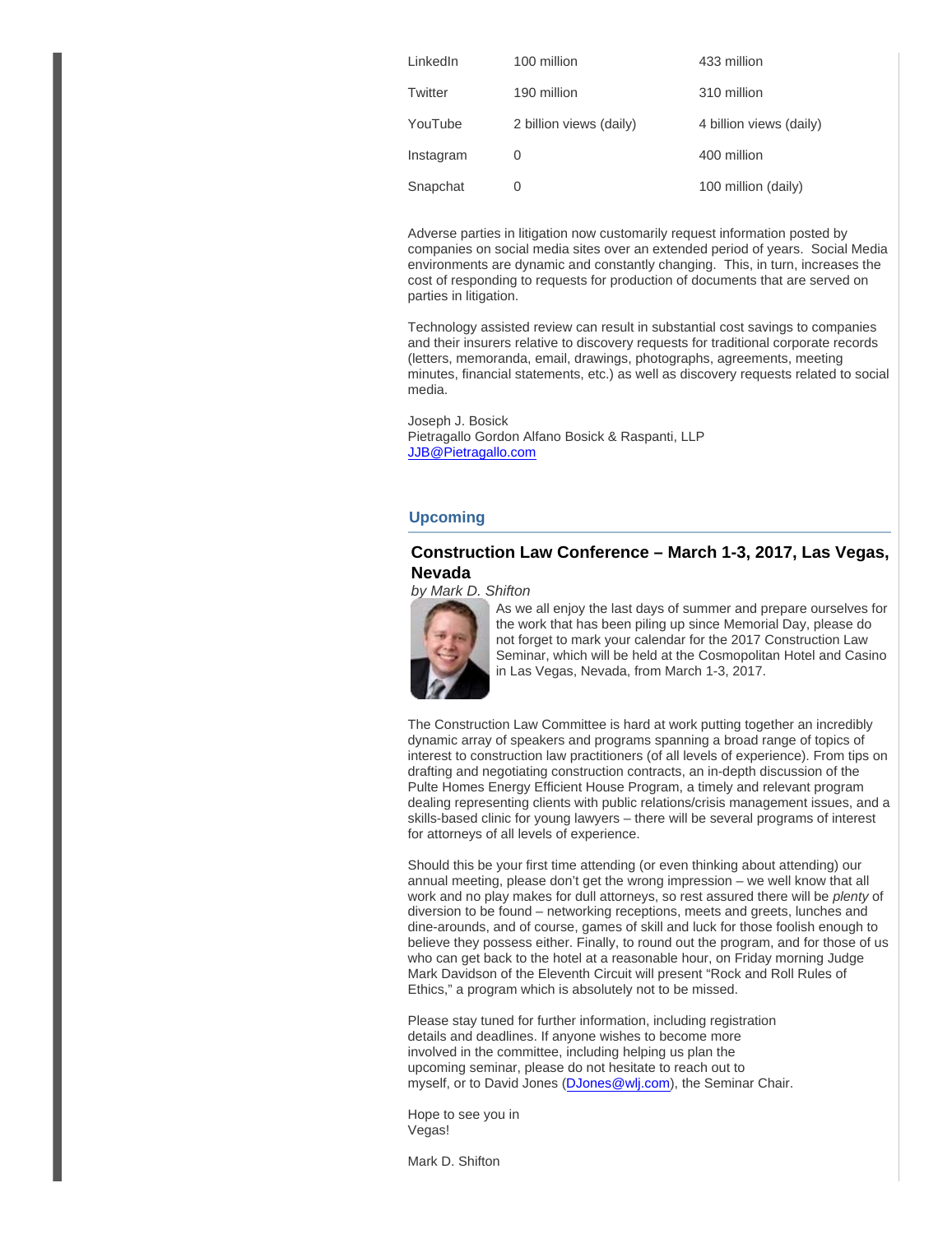| LinkedIn | 100 million | 433 million |
|---|---|---|
| Twitter | 190 million | 310 million |
| YouTube | 2 billion views (daily) | 4 billion views (daily) |
| Instagram | 0 | 400 million |
| Snapchat | 0 | 100 million (daily) |

Adverse parties in litigation now customarily request information posted by companies on social media sites over an extended period of years. Social Media environments are dynamic and constantly changing. This, in turn, increases the cost of responding to requests for production of documents that are served on parties in litigation.

Technology assisted review can result in substantial cost savings to companies and their insurers relative to discovery requests for traditional corporate records (letters, memoranda, email, drawings, photographs, agreements, meeting minutes, financial statements, etc.) as well as discovery requests related to social media.

Joseph J. Bosick
Pietragallo Gordon Alfano Bosick & Raspanti, LLP
JJB@Pietragallo.com

## Upcoming

### Construction Law Conference – March 1-3, 2017, Las Vegas, Nevada

*by Mark D. Shifton*

As we all enjoy the last days of summer and prepare ourselves for the work that has been piling up since Memorial Day, please do not forget to mark your calendar for the 2017 Construction Law Seminar, which will be held at the Cosmopolitan Hotel and Casino in Las Vegas, Nevada, from March 1-3, 2017.

The Construction Law Committee is hard at work putting together an incredibly dynamic array of speakers and programs spanning a broad range of topics of interest to construction law practitioners (of all levels of experience). From tips on drafting and negotiating construction contracts, an in-depth discussion of the Pulte Homes Energy Efficient House Program, a timely and relevant program dealing representing clients with public relations/crisis management issues, and a skills-based clinic for young lawyers – there will be several programs of interest for attorneys of all levels of experience.

Should this be your first time attending (or even thinking about attending) our annual meeting, please don't get the wrong impression – we well know that all work and no play makes for dull attorneys, so rest assured there will be *plenty* of diversion to be found – networking receptions, meets and greets, lunches and dine-arounds, and of course, games of skill and luck for those foolish enough to believe they possess either. Finally, to round out the program, and for those of us who can get back to the hotel at a reasonable hour, on Friday morning Judge Mark Davidson of the Eleventh Circuit will present "Rock and Roll Rules of Ethics," a program which is absolutely not to be missed.

Please stay tuned for further information, including registration details and deadlines. If anyone wishes to become more involved in the committee, including helping us plan the upcoming seminar, please do not hesitate to reach out to myself, or to David Jones (DJones@wlj.com), the Seminar Chair.

Hope to see you in Vegas!

Mark D. Shifton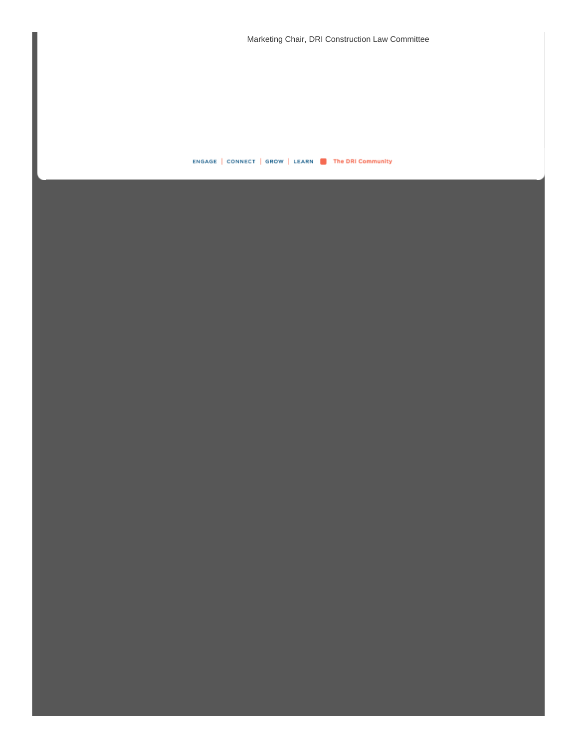Marketing Chair, DRI Construction Law Committee

ENGAGE | CONNECT | GROW | LEARN The DRI Community